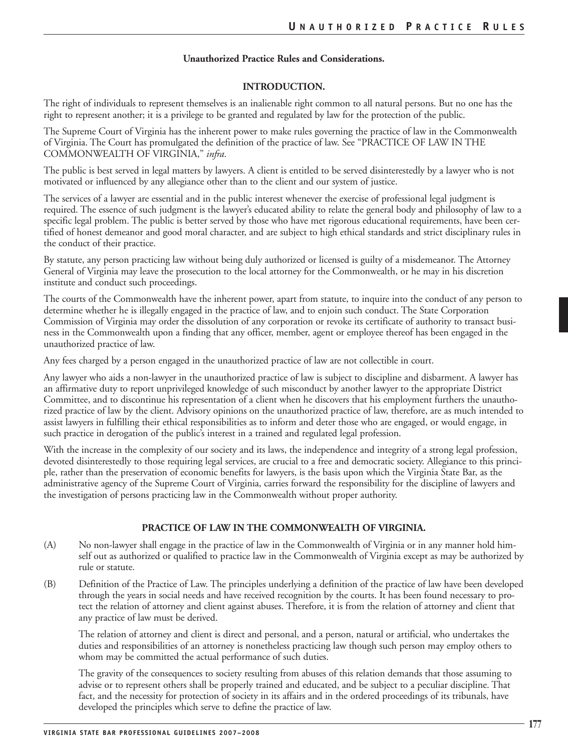**Unauthorized Practice Rules and Considerations.**

## INTRODUCTION.

The right of individuals to represent themselves is an inalienable right common to all natural persons. But no one has the right to represent another; it is a privilege to be granted and regulated by law for the protection of the public.

The Supreme Court of Virginia has the inherent power to make rules governing the practice of law in the Commonwealth of Virginia. The Court has promulgated the definition of the practice of law. See "PRACTICE OF LAW IN THE COMMONWEALTH OF VIRGINIA," *infra*.

The public is best served in legal matters by lawyers. A client is entitled to be served disinterestedly by a lawyer who is not motivated or influenced by any allegiance other than to the client and our system of justice.

The services of a lawyer are essential and in the public interest whenever the exercise of professional legal judgment is required. The essence of such judgment is the lawyer's educated ability to relate the general body and philosophy of law to a specific legal problem. The public is better served by those who have met rigorous educational requirements, have been certified of honest demeanor and good moral character, and are subject to high ethical standards and strict disciplinary rules in the conduct of their practice.

By statute, any person practicing law without being duly authorized or licensed is guilty of a misdemeanor. The Attorney General of Virginia may leave the prosecution to the local attorney for the Commonwealth, or he may in his discretion institute and conduct such proceedings.

The courts of the Commonwealth have the inherent power, apart from statute, to inquire into the conduct of any person to determine whether he is illegally engaged in the practice of law, and to enjoin such conduct. The State Corporation Commission of Virginia may order the dissolution of any corporation or revoke its certificate of authority to transact business in the Commonwealth upon a finding that any officer, member, agent or employee thereof has been engaged in the unauthorized practice of law.

Any fees charged by a person engaged in the unauthorized practice of law are not collectible in court.

Any lawyer who aids a non-lawyer in the unauthorized practice of law is subject to discipline and disbarment. A lawyer has an affirmative duty to report unprivileged knowledge of such misconduct by another lawyer to the appropriate District Committee, and to discontinue his representation of a client when he discovers that his employment furthers the unauthorized practice of law by the client. Advisory opinions on the unauthorized practice of law, therefore, are as much intended to assist lawyers in fulfilling their ethical responsibilities as to inform and deter those who are engaged, or would engage, in such practice in derogation of the public's interest in a trained and regulated legal profession.

With the increase in the complexity of our society and its laws, the independence and integrity of a strong legal profession, devoted disinterestedly to those requiring legal services, are crucial to a free and democratic society. Allegiance to this principle, rather than the preservation of economic benefits for lawyers, is the basis upon which the Virginia State Bar, as the administrative agency of the Supreme Court of Virginia, carries forward the responsibility for the discipline of lawyers and the investigation of persons practicing law in the Commonwealth without proper authority.

## PRACTICE OF LAW IN THE COMMONWEALTH OF VIRGINIA.

(A) No non-lawyer shall engage in the practice of law in the Commonwealth of Virginia or in any manner hold himself out as authorized or qualified to practice law in the Commonwealth of Virginia except as may be authorized by rule or statute.

(B) Definition of the Practice of Law. The principles underlying a definition of the practice of law have been developed through the years in social needs and have received recognition by the courts. It has been found necessary to protect the relation of attorney and client against abuses. Therefore, it is from the relation of attorney and client that any practice of law must be derived.

The relation of attorney and client is direct and personal, and a person, natural or artificial, who undertakes the duties and responsibilities of an attorney is nonetheless practicing law though such person may employ others to whom may be committed the actual performance of such duties.

The gravity of the consequences to society resulting from abuses of this relation demands that those assuming to advise or to represent others shall be properly trained and educated, and be subject to a peculiar discipline. That fact, and the necessity for protection of society in its affairs and in the ordered proceedings of its tribunals, have developed the principles which serve to define the practice of law.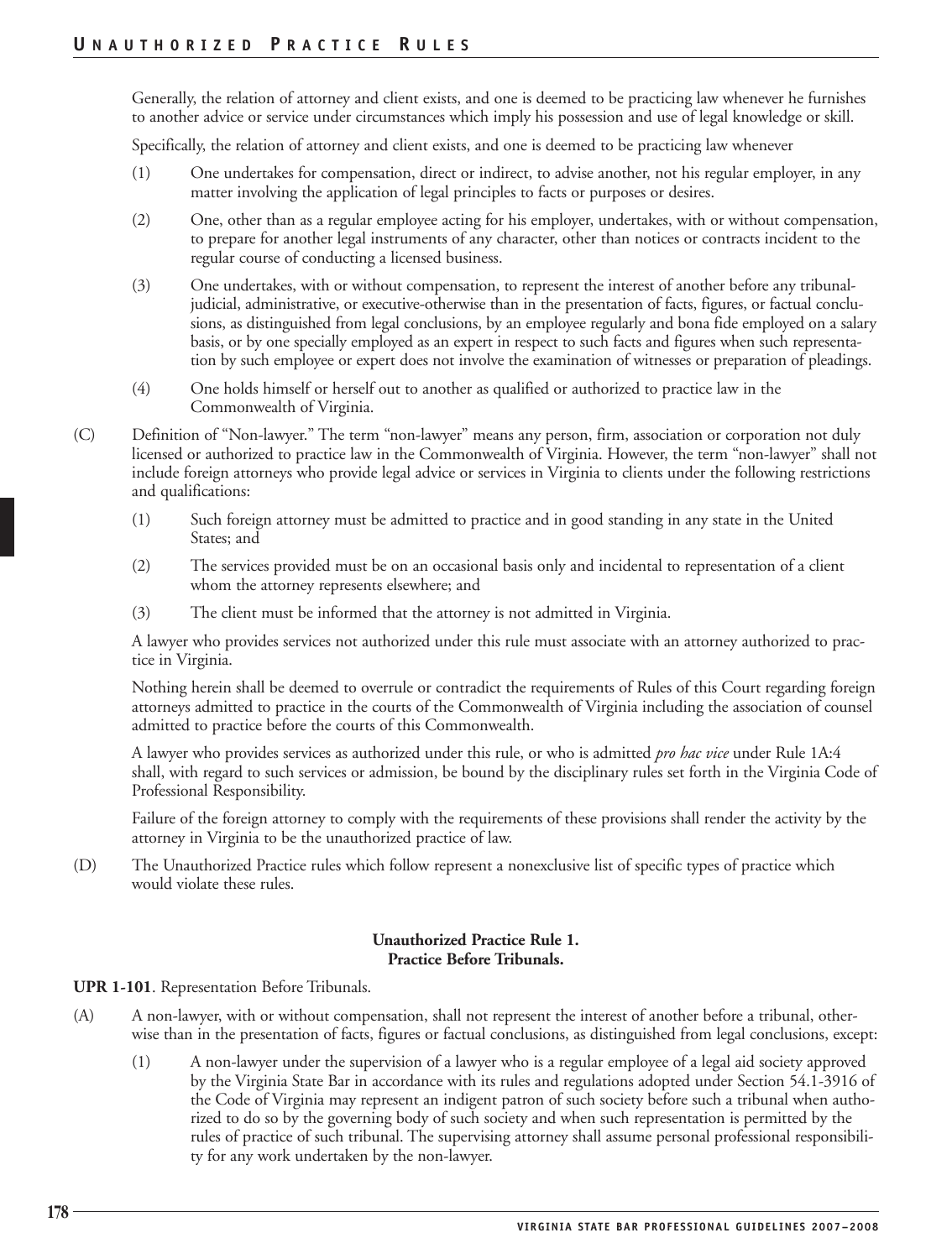Generally, the relation of attorney and client exists, and one is deemed to be practicing law whenever he furnishes to another advice or service under circumstances which imply his possession and use of legal knowledge or skill.

Specifically, the relation of attorney and client exists, and one is deemed to be practicing law whenever

(1) One undertakes for compensation, direct or indirect, to advise another, not his regular employer, in any matter involving the application of legal principles to facts or purposes or desires.

(2) One, other than as a regular employee acting for his employer, undertakes, with or without compensation, to prepare for another legal instruments of any character, other than notices or contracts incident to the regular course of conducting a licensed business.

(3) One undertakes, with or without compensation, to represent the interest of another before any tribunal-judicial, administrative, or executive-otherwise than in the presentation of facts, figures, or factual conclusions, as distinguished from legal conclusions, by an employee regularly and bona fide employed on a salary basis, or by one specially employed as an expert in respect to such facts and figures when such representation by such employee or expert does not involve the examination of witnesses or preparation of pleadings.

(4) One holds himself or herself out to another as qualified or authorized to practice law in the Commonwealth of Virginia.

(C) Definition of "Non-lawyer." The term "non-lawyer" means any person, firm, association or corporation not duly licensed or authorized to practice law in the Commonwealth of Virginia. However, the term "non-lawyer" shall not include foreign attorneys who provide legal advice or services in Virginia to clients under the following restrictions and qualifications:

(1) Such foreign attorney must be admitted to practice and in good standing in any state in the United States; and

(2) The services provided must be on an occasional basis only and incidental to representation of a client whom the attorney represents elsewhere; and

(3) The client must be informed that the attorney is not admitted in Virginia.

A lawyer who provides services not authorized under this rule must associate with an attorney authorized to practice in Virginia.

Nothing herein shall be deemed to overrule or contradict the requirements of Rules of this Court regarding foreign attorneys admitted to practice in the courts of the Commonwealth of Virginia including the association of counsel admitted to practice before the courts of this Commonwealth.

A lawyer who provides services as authorized under this rule, or who is admitted *pro hac vice* under Rule 1A:4 shall, with regard to such services or admission, be bound by the disciplinary rules set forth in the Virginia Code of Professional Responsibility.

Failure of the foreign attorney to comply with the requirements of these provisions shall render the activity by the attorney in Virginia to be the unauthorized practice of law.

(D) The Unauthorized Practice rules which follow represent a nonexclusive list of specific types of practice which would violate these rules.

### Unauthorized Practice Rule 1.
### Practice Before Tribunals.

**UPR 1-101**. Representation Before Tribunals.

(A) A non-lawyer, with or without compensation, shall not represent the interest of another before a tribunal, otherwise than in the presentation of facts, figures or factual conclusions, as distinguished from legal conclusions, except:

(1) A non-lawyer under the supervision of a lawyer who is a regular employee of a legal aid society approved by the Virginia State Bar in accordance with its rules and regulations adopted under Section 54.1-3916 of the Code of Virginia may represent an indigent patron of such society before such a tribunal when authorized to do so by the governing body of such society and when such representation is permitted by the rules of practice of such tribunal. The supervising attorney shall assume personal professional responsibility for any work undertaken by the non-lawyer.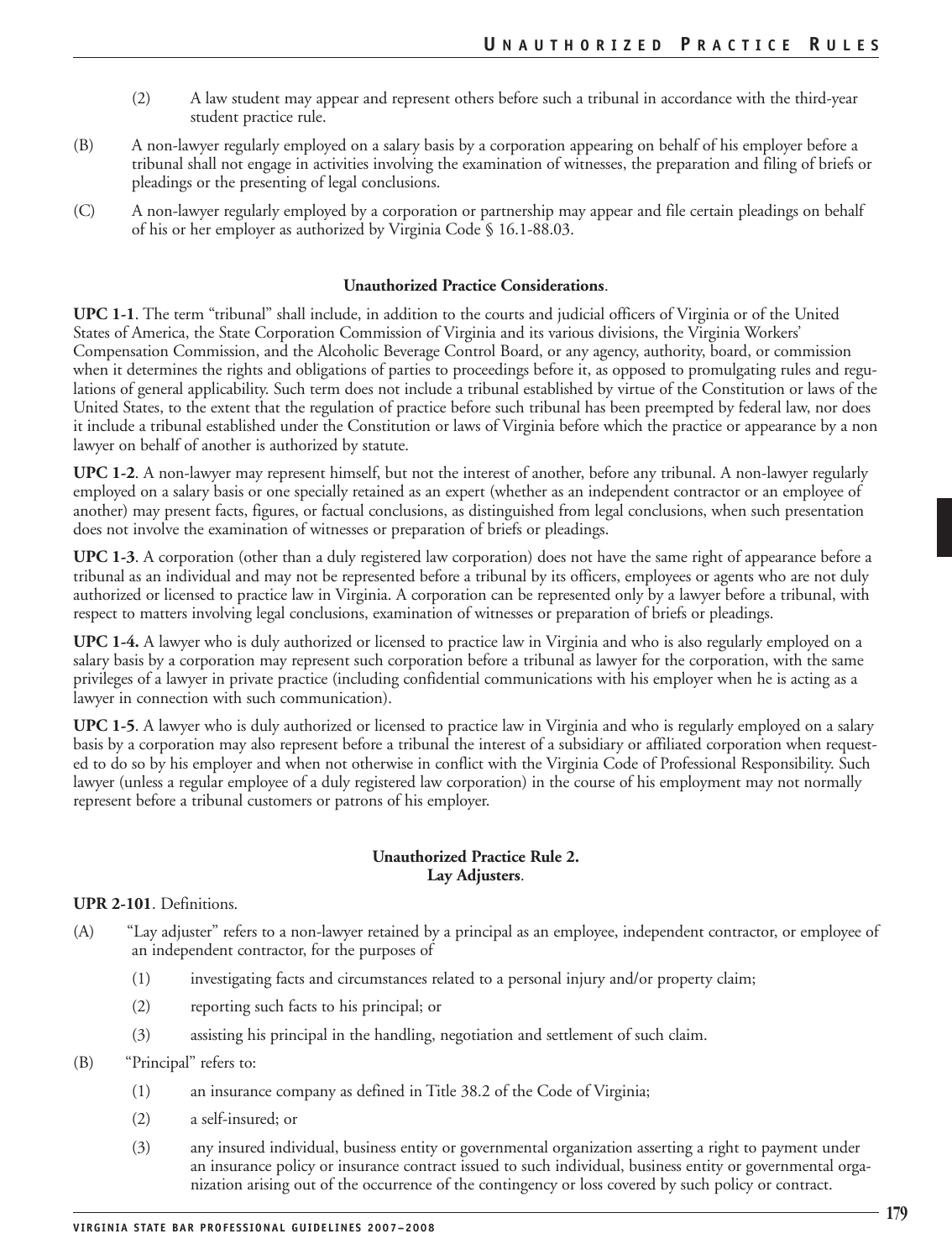(2) A law student may appear and represent others before such a tribunal in accordance with the third-year student practice rule.

(B) A non-lawyer regularly employed on a salary basis by a corporation appearing on behalf of his employer before a tribunal shall not engage in activities involving the examination of witnesses, the preparation and filing of briefs or pleadings or the presenting of legal conclusions.

(C) A non-lawyer regularly employed by a corporation or partnership may appear and file certain pleadings on behalf of his or her employer as authorized by Virginia Code § 16.1-88.03.

**Unauthorized Practice Considerations**.

**UPC 1-1**. The term "tribunal" shall include, in addition to the courts and judicial officers of Virginia or of the United States of America, the State Corporation Commission of Virginia and its various divisions, the Virginia Workers' Compensation Commission, and the Alcoholic Beverage Control Board, or any agency, authority, board, or commission when it determines the rights and obligations of parties to proceedings before it, as opposed to promulgating rules and regulations of general applicability. Such term does not include a tribunal established by virtue of the Constitution or laws of the United States, to the extent that the regulation of practice before such tribunal has been preempted by federal law, nor does it include a tribunal established under the Constitution or laws of Virginia before which the practice or appearance by a non lawyer on behalf of another is authorized by statute.

**UPC 1-2**. A non-lawyer may represent himself, but not the interest of another, before any tribunal. A non-lawyer regularly employed on a salary basis or one specially retained as an expert (whether as an independent contractor or an employee of another) may present facts, figures, or factual conclusions, as distinguished from legal conclusions, when such presentation does not involve the examination of witnesses or preparation of briefs or pleadings.

**UPC 1-3**. A corporation (other than a duly registered law corporation) does not have the same right of appearance before a tribunal as an individual and may not be represented before a tribunal by its officers, employees or agents who are not duly authorized or licensed to practice law in Virginia. A corporation can be represented only by a lawyer before a tribunal, with respect to matters involving legal conclusions, examination of witnesses or preparation of briefs or pleadings.

**UPC 1-4.** A lawyer who is duly authorized or licensed to practice law in Virginia and who is also regularly employed on a salary basis by a corporation may represent such corporation before a tribunal as lawyer for the corporation, with the same privileges of a lawyer in private practice (including confidential communications with his employer when he is acting as a lawyer in connection with such communication).

**UPC 1-5**. A lawyer who is duly authorized or licensed to practice law in Virginia and who is regularly employed on a salary basis by a corporation may also represent before a tribunal the interest of a subsidiary or affiliated corporation when requested to do so by his employer and when not otherwise in conflict with the Virginia Code of Professional Responsibility. Such lawyer (unless a regular employee of a duly registered law corporation) in the course of his employment may not normally represent before a tribunal customers or patrons of his employer.

### Unauthorized Practice Rule 2. Lay Adjusters.

**UPR 2-101**. Definitions.

(A) "Lay adjuster" refers to a non-lawyer retained by a principal as an employee, independent contractor, or employee of an independent contractor, for the purposes of

  (1) investigating facts and circumstances related to a personal injury and/or property claim;

  (2) reporting such facts to his principal; or

  (3) assisting his principal in the handling, negotiation and settlement of such claim.

(B) "Principal" refers to:

  (1) an insurance company as defined in Title 38.2 of the Code of Virginia;

  (2) a self-insured; or

  (3) any insured individual, business entity or governmental organization asserting a right to payment under an insurance policy or insurance contract issued to such individual, business entity or governmental organization arising out of the occurrence of the contingency or loss covered by such policy or contract.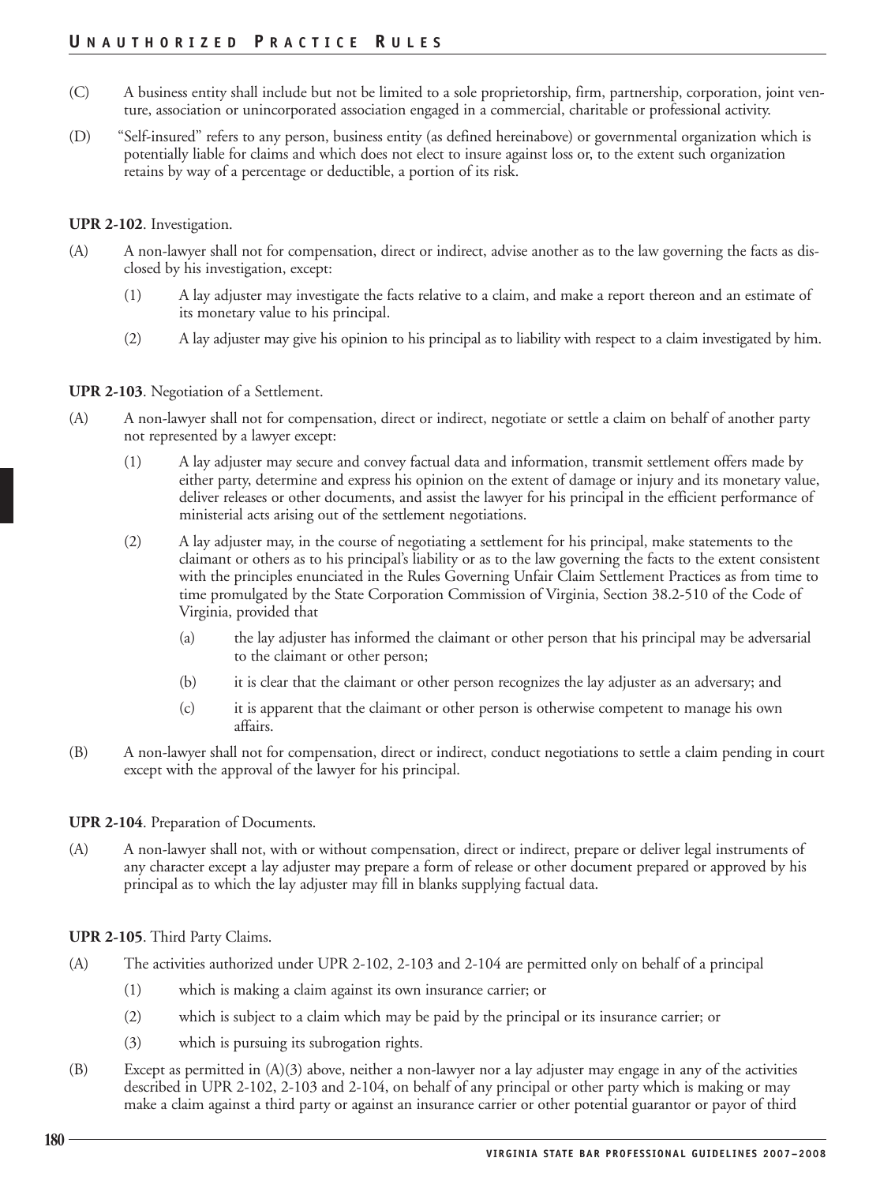(C) A business entity shall include but not be limited to a sole proprietorship, firm, partnership, corporation, joint venture, association or unincorporated association engaged in a commercial, charitable or professional activity.

(D) "Self-insured" refers to any person, business entity (as defined hereinabove) or governmental organization which is potentially liable for claims and which does not elect to insure against loss or, to the extent such organization retains by way of a percentage or deductible, a portion of its risk.

**UPR 2-102**. Investigation.

(A) A non-lawyer shall not for compensation, direct or indirect, advise another as to the law governing the facts as disclosed by his investigation, except:

(1) A lay adjuster may investigate the facts relative to a claim, and make a report thereon and an estimate of its monetary value to his principal.

(2) A lay adjuster may give his opinion to his principal as to liability with respect to a claim investigated by him.

**UPR 2-103**. Negotiation of a Settlement.

(A) A non-lawyer shall not for compensation, direct or indirect, negotiate or settle a claim on behalf of another party not represented by a lawyer except:

(1) A lay adjuster may secure and convey factual data and information, transmit settlement offers made by either party, determine and express his opinion on the extent of damage or injury and its monetary value, deliver releases or other documents, and assist the lawyer for his principal in the efficient performance of ministerial acts arising out of the settlement negotiations.

(2) A lay adjuster may, in the course of negotiating a settlement for his principal, make statements to the claimant or others as to his principal's liability or as to the law governing the facts to the extent consistent with the principles enunciated in the Rules Governing Unfair Claim Settlement Practices as from time to time promulgated by the State Corporation Commission of Virginia, Section 38.2-510 of the Code of Virginia, provided that

(a) the lay adjuster has informed the claimant or other person that his principal may be adversarial to the claimant or other person;

(b) it is clear that the claimant or other person recognizes the lay adjuster as an adversary; and

(c) it is apparent that the claimant or other person is otherwise competent to manage his own affairs.

(B) A non-lawyer shall not for compensation, direct or indirect, conduct negotiations to settle a claim pending in court except with the approval of the lawyer for his principal.

**UPR 2-104**. Preparation of Documents.

(A) A non-lawyer shall not, with or without compensation, direct or indirect, prepare or deliver legal instruments of any character except a lay adjuster may prepare a form of release or other document prepared or approved by his principal as to which the lay adjuster may fill in blanks supplying factual data.

**UPR 2-105**. Third Party Claims.

(A) The activities authorized under UPR 2-102, 2-103 and 2-104 are permitted only on behalf of a principal

(1) which is making a claim against its own insurance carrier; or

(2) which is subject to a claim which may be paid by the principal or its insurance carrier; or

(3) which is pursuing its subrogation rights.

(B) Except as permitted in (A)(3) above, neither a non-lawyer nor a lay adjuster may engage in any of the activities described in UPR 2-102, 2-103 and 2-104, on behalf of any principal or other party which is making or may make a claim against a third party or against an insurance carrier or other potential guarantor or payor of third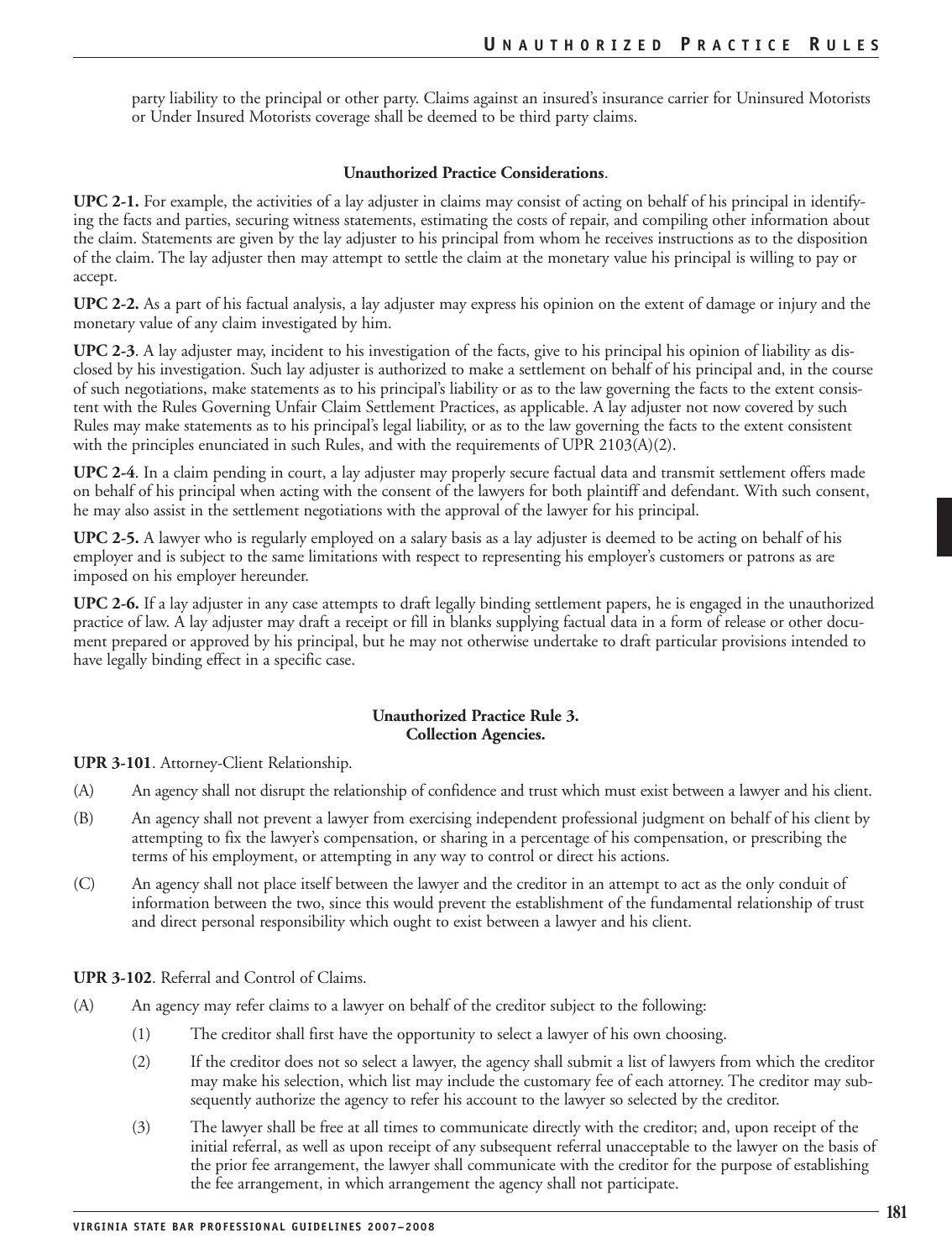party liability to the principal or other party. Claims against an insured's insurance carrier for Uninsured Motorists or Under Insured Motorists coverage shall be deemed to be third party claims.

**Unauthorized Practice Considerations**.

**UPC 2-1.** For example, the activities of a lay adjuster in claims may consist of acting on behalf of his principal in identifying the facts and parties, securing witness statements, estimating the costs of repair, and compiling other information about the claim. Statements are given by the lay adjuster to his principal from whom he receives instructions as to the disposition of the claim. The lay adjuster then may attempt to settle the claim at the monetary value his principal is willing to pay or accept.

**UPC 2-2.** As a part of his factual analysis, a lay adjuster may express his opinion on the extent of damage or injury and the monetary value of any claim investigated by him.

**UPC 2-3**. A lay adjuster may, incident to his investigation of the facts, give to his principal his opinion of liability as disclosed by his investigation. Such lay adjuster is authorized to make a settlement on behalf of his principal and, in the course of such negotiations, make statements as to his principal's liability or as to the law governing the facts to the extent consistent with the Rules Governing Unfair Claim Settlement Practices, as applicable. A lay adjuster not now covered by such Rules may make statements as to his principal's legal liability, or as to the law governing the facts to the extent consistent with the principles enunciated in such Rules, and with the requirements of UPR 2103(A)(2).

**UPC 2-4**. In a claim pending in court, a lay adjuster may properly secure factual data and transmit settlement offers made on behalf of his principal when acting with the consent of the lawyers for both plaintiff and defendant. With such consent, he may also assist in the settlement negotiations with the approval of the lawyer for his principal.

**UPC 2-5.** A lawyer who is regularly employed on a salary basis as a lay adjuster is deemed to be acting on behalf of his employer and is subject to the same limitations with respect to representing his employer's customers or patrons as are imposed on his employer hereunder.

**UPC 2-6.** If a lay adjuster in any case attempts to draft legally binding settlement papers, he is engaged in the unauthorized practice of law. A lay adjuster may draft a receipt or fill in blanks supplying factual data in a form of release or other document prepared or approved by his principal, but he may not otherwise undertake to draft particular provisions intended to have legally binding effect in a specific case.

## Unauthorized Practice Rule 3. Collection Agencies.

**UPR 3-101**. Attorney-Client Relationship.

(A) An agency shall not disrupt the relationship of confidence and trust which must exist between a lawyer and his client.

(B) An agency shall not prevent a lawyer from exercising independent professional judgment on behalf of his client by attempting to fix the lawyer's compensation, or sharing in a percentage of his compensation, or prescribing the terms of his employment, or attempting in any way to control or direct his actions.

(C) An agency shall not place itself between the lawyer and the creditor in an attempt to act as the only conduit of information between the two, since this would prevent the establishment of the fundamental relationship of trust and direct personal responsibility which ought to exist between a lawyer and his client.

**UPR 3-102**. Referral and Control of Claims.

(A) An agency may refer claims to a lawyer on behalf of the creditor subject to the following:

(1) The creditor shall first have the opportunity to select a lawyer of his own choosing.

(2) If the creditor does not so select a lawyer, the agency shall submit a list of lawyers from which the creditor may make his selection, which list may include the customary fee of each attorney. The creditor may subsequently authorize the agency to refer his account to the lawyer so selected by the creditor.

(3) The lawyer shall be free at all times to communicate directly with the creditor; and, upon receipt of the initial referral, as well as upon receipt of any subsequent referral unacceptable to the lawyer on the basis of the prior fee arrangement, the lawyer shall communicate with the creditor for the purpose of establishing the fee arrangement, in which arrangement the agency shall not participate.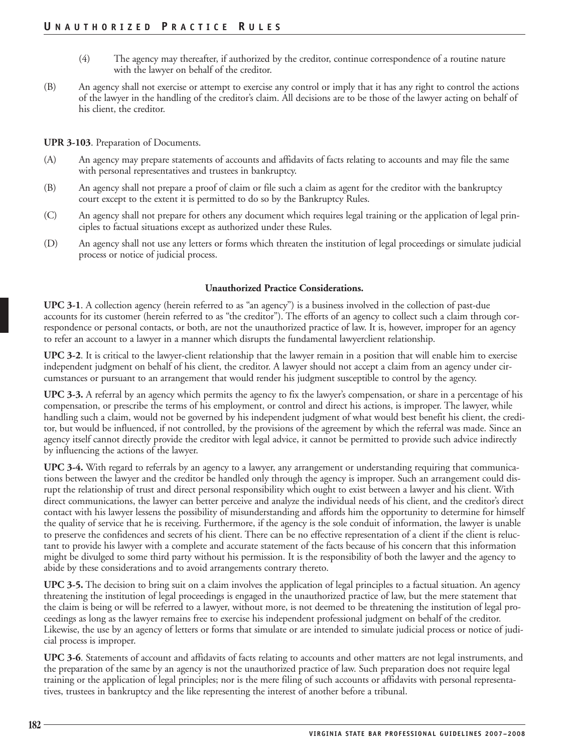(4) The agency may thereafter, if authorized by the creditor, continue correspondence of a routine nature with the lawyer on behalf of the creditor.

(B) An agency shall not exercise or attempt to exercise any control or imply that it has any right to control the actions of the lawyer in the handling of the creditor's claim. All decisions are to be those of the lawyer acting on behalf of his client, the creditor.

**UPR 3-103**. Preparation of Documents.

(A) An agency may prepare statements of accounts and affidavits of facts relating to accounts and may file the same with personal representatives and trustees in bankruptcy.

(B) An agency shall not prepare a proof of claim or file such a claim as agent for the creditor with the bankruptcy court except to the extent it is permitted to do so by the Bankruptcy Rules.

(C) An agency shall not prepare for others any document which requires legal training or the application of legal principles to factual situations except as authorized under these Rules.

(D) An agency shall not use any letters or forms which threaten the institution of legal proceedings or simulate judicial process or notice of judicial process.

**Unauthorized Practice Considerations.**

**UPC 3-1**. A collection agency (herein referred to as "an agency") is a business involved in the collection of past-due accounts for its customer (herein referred to as "the creditor"). The efforts of an agency to collect such a claim through correspondence or personal contacts, or both, are not the unauthorized practice of law. It is, however, improper for an agency to refer an account to a lawyer in a manner which disrupts the fundamental lawyerclient relationship.

**UPC 3-2**. It is critical to the lawyer-client relationship that the lawyer remain in a position that will enable him to exercise independent judgment on behalf of his client, the creditor. A lawyer should not accept a claim from an agency under circumstances or pursuant to an arrangement that would render his judgment susceptible to control by the agency.

**UPC 3-3.** A referral by an agency which permits the agency to fix the lawyer's compensation, or share in a percentage of his compensation, or prescribe the terms of his employment, or control and direct his actions, is improper. The lawyer, while handling such a claim, would not be governed by his independent judgment of what would best benefit his client, the creditor, but would be influenced, if not controlled, by the provisions of the agreement by which the referral was made. Since an agency itself cannot directly provide the creditor with legal advice, it cannot be permitted to provide such advice indirectly by influencing the actions of the lawyer.

**UPC 3-4.** With regard to referrals by an agency to a lawyer, any arrangement or understanding requiring that communications between the lawyer and the creditor be handled only through the agency is improper. Such an arrangement could disrupt the relationship of trust and direct personal responsibility which ought to exist between a lawyer and his client. With direct communications, the lawyer can better perceive and analyze the individual needs of his client, and the creditor's direct contact with his lawyer lessens the possibility of misunderstanding and affords him the opportunity to determine for himself the quality of service that he is receiving. Furthermore, if the agency is the sole conduit of information, the lawyer is unable to preserve the confidences and secrets of his client. There can be no effective representation of a client if the client is reluctant to provide his lawyer with a complete and accurate statement of the facts because of his concern that this information might be divulged to some third party without his permission. It is the responsibility of both the lawyer and the agency to abide by these considerations and to avoid arrangements contrary thereto.

**UPC 3-5.** The decision to bring suit on a claim involves the application of legal principles to a factual situation. An agency threatening the institution of legal proceedings is engaged in the unauthorized practice of law, but the mere statement that the claim is being or will be referred to a lawyer, without more, is not deemed to be threatening the institution of legal proceedings as long as the lawyer remains free to exercise his independent professional judgment on behalf of the creditor. Likewise, the use by an agency of letters or forms that simulate or are intended to simulate judicial process or notice of judicial process is improper.

**UPC 3-6**. Statements of account and affidavits of facts relating to accounts and other matters are not legal instruments, and the preparation of the same by an agency is not the unauthorized practice of law. Such preparation does not require legal training or the application of legal principles; nor is the mere filing of such accounts or affidavits with personal representatives, trustees in bankruptcy and the like representing the interest of another before a tribunal.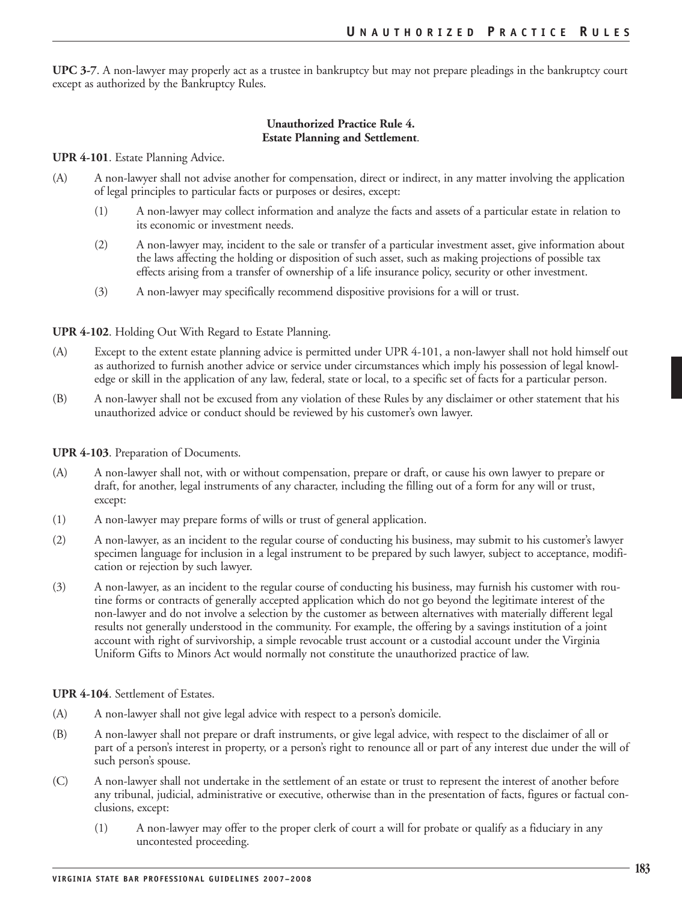**UPC 3-7**. A non-lawyer may properly act as a trustee in bankruptcy but may not prepare pleadings in the bankruptcy court except as authorized by the Bankruptcy Rules.

### Unauthorized Practice Rule 4.
### Estate Planning and Settlement.

**UPR 4-101**. Estate Planning Advice.

(A) A non-lawyer shall not advise another for compensation, direct or indirect, in any matter involving the application of legal principles to particular facts or purposes or desires, except:

(1) A non-lawyer may collect information and analyze the facts and assets of a particular estate in relation to its economic or investment needs.

(2) A non-lawyer may, incident to the sale or transfer of a particular investment asset, give information about the laws affecting the holding or disposition of such asset, such as making projections of possible tax effects arising from a transfer of ownership of a life insurance policy, security or other investment.

(3) A non-lawyer may specifically recommend dispositive provisions for a will or trust.

**UPR 4-102**. Holding Out With Regard to Estate Planning.

(A) Except to the extent estate planning advice is permitted under UPR 4-101, a non-lawyer shall not hold himself out as authorized to furnish another advice or service under circumstances which imply his possession of legal knowledge or skill in the application of any law, federal, state or local, to a specific set of facts for a particular person.

(B) A non-lawyer shall not be excused from any violation of these Rules by any disclaimer or other statement that his unauthorized advice or conduct should be reviewed by his customer's own lawyer.

**UPR 4-103**. Preparation of Documents.

(A) A non-lawyer shall not, with or without compensation, prepare or draft, or cause his own lawyer to prepare or draft, for another, legal instruments of any character, including the filling out of a form for any will or trust, except:

(1) A non-lawyer may prepare forms of wills or trust of general application.

(2) A non-lawyer, as an incident to the regular course of conducting his business, may submit to his customer's lawyer specimen language for inclusion in a legal instrument to be prepared by such lawyer, subject to acceptance, modification or rejection by such lawyer.

(3) A non-lawyer, as an incident to the regular course of conducting his business, may furnish his customer with routine forms or contracts of generally accepted application which do not go beyond the legitimate interest of the non-lawyer and do not involve a selection by the customer as between alternatives with materially different legal results not generally understood in the community. For example, the offering by a savings institution of a joint account with right of survivorship, a simple revocable trust account or a custodial account under the Virginia Uniform Gifts to Minors Act would normally not constitute the unauthorized practice of law.

**UPR 4-104**. Settlement of Estates.

(A) A non-lawyer shall not give legal advice with respect to a person's domicile.

(B) A non-lawyer shall not prepare or draft instruments, or give legal advice, with respect to the disclaimer of all or part of a person's interest in property, or a person's right to renounce all or part of any interest due under the will of such person's spouse.

(C) A non-lawyer shall not undertake in the settlement of an estate or trust to represent the interest of another before any tribunal, judicial, administrative or executive, otherwise than in the presentation of facts, figures or factual conclusions, except:

(1) A non-lawyer may offer to the proper clerk of court a will for probate or qualify as a fiduciary in any uncontested proceeding.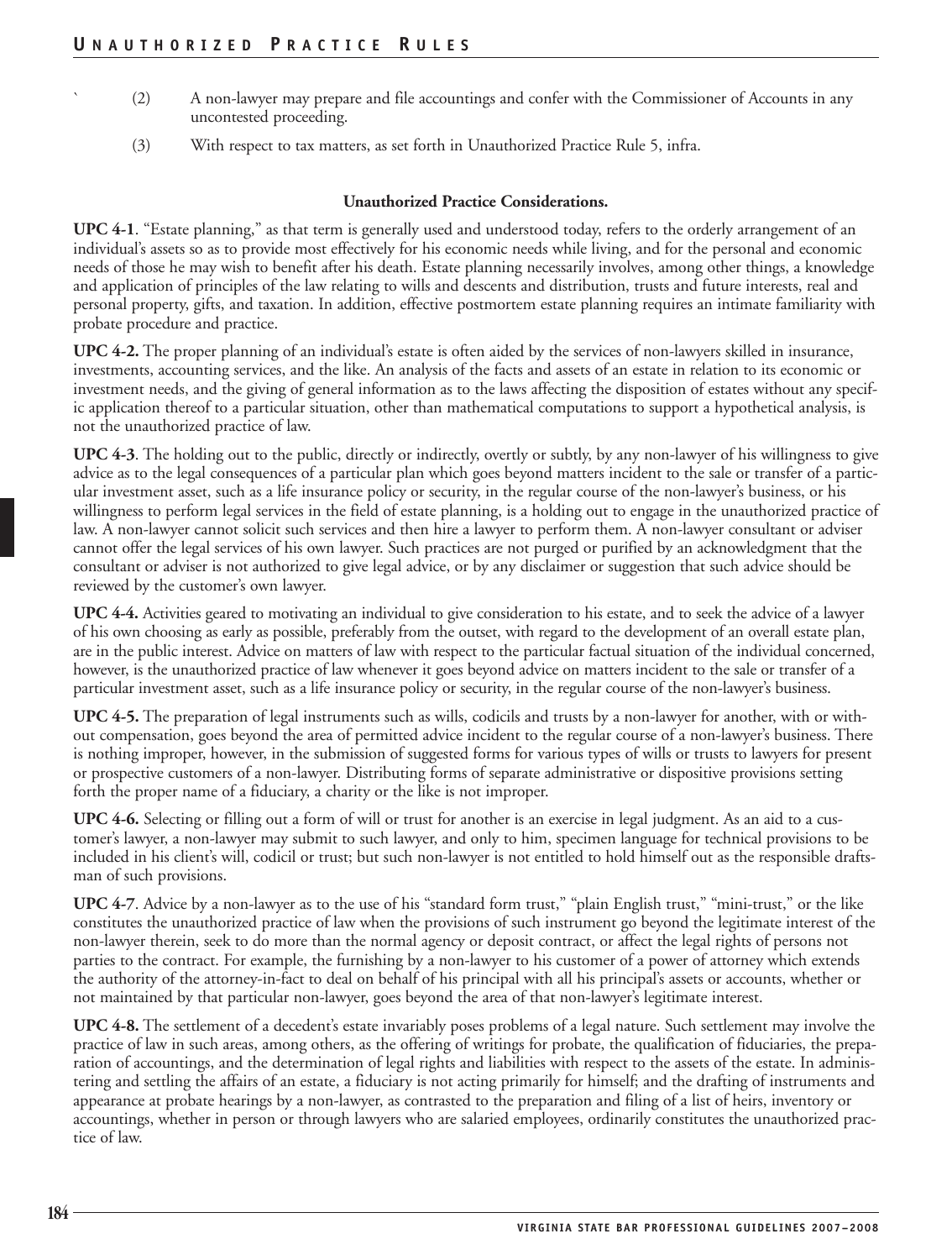(2) A non-lawyer may prepare and file accountings and confer with the Commissioner of Accounts in any uncontested proceeding.

(3) With respect to tax matters, as set forth in Unauthorized Practice Rule 5, infra.

**Unauthorized Practice Considerations.**

**UPC 4-1**. "Estate planning," as that term is generally used and understood today, refers to the orderly arrangement of an individual's assets so as to provide most effectively for his economic needs while living, and for the personal and economic needs of those he may wish to benefit after his death. Estate planning necessarily involves, among other things, a knowledge and application of principles of the law relating to wills and descents and distribution, trusts and future interests, real and personal property, gifts, and taxation. In addition, effective postmortem estate planning requires an intimate familiarity with probate procedure and practice.

**UPC 4-2.** The proper planning of an individual's estate is often aided by the services of non-lawyers skilled in insurance, investments, accounting services, and the like. An analysis of the facts and assets of an estate in relation to its economic or investment needs, and the giving of general information as to the laws affecting the disposition of estates without any specific application thereof to a particular situation, other than mathematical computations to support a hypothetical analysis, is not the unauthorized practice of law.

**UPC 4-3**. The holding out to the public, directly or indirectly, overtly or subtly, by any non-lawyer of his willingness to give advice as to the legal consequences of a particular plan which goes beyond matters incident to the sale or transfer of a particular investment asset, such as a life insurance policy or security, in the regular course of the non-lawyer's business, or his willingness to perform legal services in the field of estate planning, is a holding out to engage in the unauthorized practice of law. A non-lawyer cannot solicit such services and then hire a lawyer to perform them. A non-lawyer consultant or adviser cannot offer the legal services of his own lawyer. Such practices are not purged or purified by an acknowledgment that the consultant or adviser is not authorized to give legal advice, or by any disclaimer or suggestion that such advice should be reviewed by the customer's own lawyer.

**UPC 4-4.** Activities geared to motivating an individual to give consideration to his estate, and to seek the advice of a lawyer of his own choosing as early as possible, preferably from the outset, with regard to the development of an overall estate plan, are in the public interest. Advice on matters of law with respect to the particular factual situation of the individual concerned, however, is the unauthorized practice of law whenever it goes beyond advice on matters incident to the sale or transfer of a particular investment asset, such as a life insurance policy or security, in the regular course of the non-lawyer's business.

**UPC 4-5.** The preparation of legal instruments such as wills, codicils and trusts by a non-lawyer for another, with or without compensation, goes beyond the area of permitted advice incident to the regular course of a non-lawyer's business. There is nothing improper, however, in the submission of suggested forms for various types of wills or trusts to lawyers for present or prospective customers of a non-lawyer. Distributing forms of separate administrative or dispositive provisions setting forth the proper name of a fiduciary, a charity or the like is not improper.

**UPC 4-6.** Selecting or filling out a form of will or trust for another is an exercise in legal judgment. As an aid to a customer's lawyer, a non-lawyer may submit to such lawyer, and only to him, specimen language for technical provisions to be included in his client's will, codicil or trust; but such non-lawyer is not entitled to hold himself out as the responsible draftsman of such provisions.

**UPC 4-7**. Advice by a non-lawyer as to the use of his "standard form trust," "plain English trust," "mini-trust," or the like constitutes the unauthorized practice of law when the provisions of such instrument go beyond the legitimate interest of the non-lawyer therein, seek to do more than the normal agency or deposit contract, or affect the legal rights of persons not parties to the contract. For example, the furnishing by a non-lawyer to his customer of a power of attorney which extends the authority of the attorney-in-fact to deal on behalf of his principal with all his principal's assets or accounts, whether or not maintained by that particular non-lawyer, goes beyond the area of that non-lawyer's legitimate interest.

**UPC 4-8.** The settlement of a decedent's estate invariably poses problems of a legal nature. Such settlement may involve the practice of law in such areas, among others, as the offering of writings for probate, the qualification of fiduciaries, the preparation of accountings, and the determination of legal rights and liabilities with respect to the assets of the estate. In administering and settling the affairs of an estate, a fiduciary is not acting primarily for himself; and the drafting of instruments and appearance at probate hearings by a non-lawyer, as contrasted to the preparation and filing of a list of heirs, inventory or accountings, whether in person or through lawyers who are salaried employees, ordinarily constitutes the unauthorized practice of law.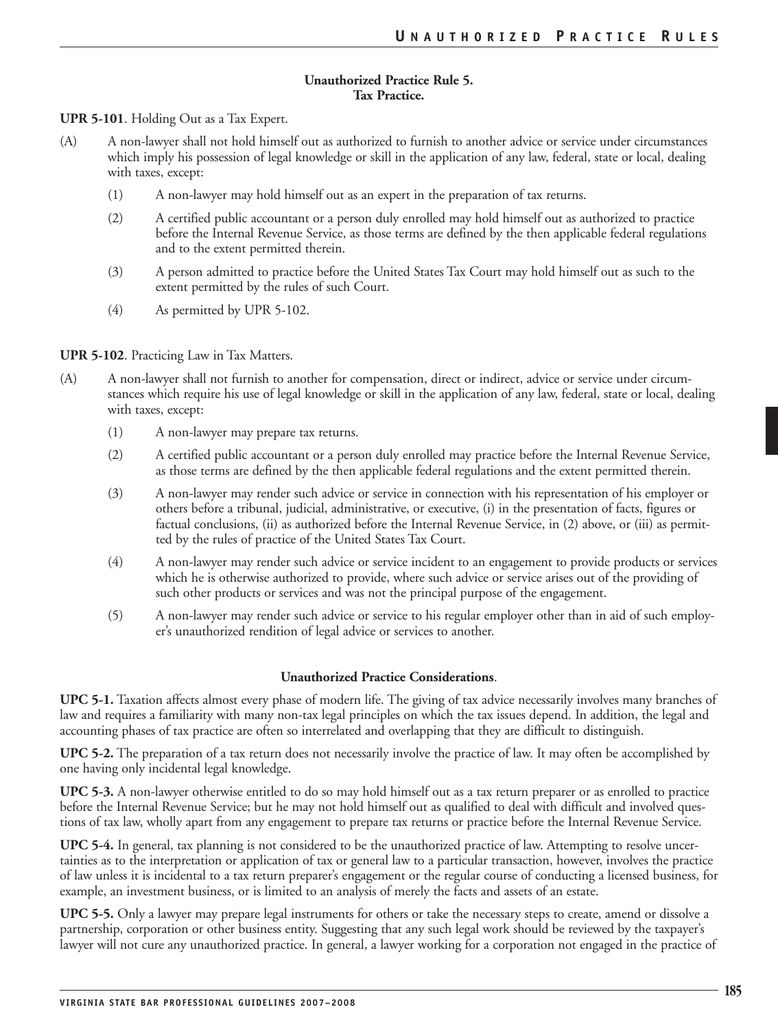**Unauthorized Practice Rule 5.**
**Tax Practice.**

**UPR 5-101**. Holding Out as a Tax Expert.

(A) A non-lawyer shall not hold himself out as authorized to furnish to another advice or service under circumstances which imply his possession of legal knowledge or skill in the application of any law, federal, state or local, dealing with taxes, except:

- (1) A non-lawyer may hold himself out as an expert in the preparation of tax returns.
- (2) A certified public accountant or a person duly enrolled may hold himself out as authorized to practice before the Internal Revenue Service, as those terms are defined by the then applicable federal regulations and to the extent permitted therein.
- (3) A person admitted to practice before the United States Tax Court may hold himself out as such to the extent permitted by the rules of such Court.
- (4) As permitted by UPR 5-102.

**UPR 5-102**. Practicing Law in Tax Matters.

(A) A non-lawyer shall not furnish to another for compensation, direct or indirect, advice or service under circumstances which require his use of legal knowledge or skill in the application of any law, federal, state or local, dealing with taxes, except:

- (1) A non-lawyer may prepare tax returns.
- (2) A certified public accountant or a person duly enrolled may practice before the Internal Revenue Service, as those terms are defined by the then applicable federal regulations and the extent permitted therein.
- (3) A non-lawyer may render such advice or service in connection with his representation of his employer or others before a tribunal, judicial, administrative, or executive, (i) in the presentation of facts, figures or factual conclusions, (ii) as authorized before the Internal Revenue Service, in (2) above, or (iii) as permitted by the rules of practice of the United States Tax Court.
- (4) A non-lawyer may render such advice or service incident to an engagement to provide products or services which he is otherwise authorized to provide, where such advice or service arises out of the providing of such other products or services and was not the principal purpose of the engagement.
- (5) A non-lawyer may render such advice or service to his regular employer other than in aid of such employer's unauthorized rendition of legal advice or services to another.

**Unauthorized Practice Considerations**.

**UPC 5-1.** Taxation affects almost every phase of modern life. The giving of tax advice necessarily involves many branches of law and requires a familiarity with many non-tax legal principles on which the tax issues depend. In addition, the legal and accounting phases of tax practice are often so interrelated and overlapping that they are difficult to distinguish.

**UPC 5-2.** The preparation of a tax return does not necessarily involve the practice of law. It may often be accomplished by one having only incidental legal knowledge.

**UPC 5-3.** A non-lawyer otherwise entitled to do so may hold himself out as a tax return preparer or as enrolled to practice before the Internal Revenue Service; but he may not hold himself out as qualified to deal with difficult and involved questions of tax law, wholly apart from any engagement to prepare tax returns or practice before the Internal Revenue Service.

**UPC 5-4.** In general, tax planning is not considered to be the unauthorized practice of law. Attempting to resolve uncertainties as to the interpretation or application of tax or general law to a particular transaction, however, involves the practice of law unless it is incidental to a tax return preparer's engagement or the regular course of conducting a licensed business, for example, an investment business, or is limited to an analysis of merely the facts and assets of an estate.

**UPC 5-5.** Only a lawyer may prepare legal instruments for others or take the necessary steps to create, amend or dissolve a partnership, corporation or other business entity. Suggesting that any such legal work should be reviewed by the taxpayer's lawyer will not cure any unauthorized practice. In general, a lawyer working for a corporation not engaged in the practice of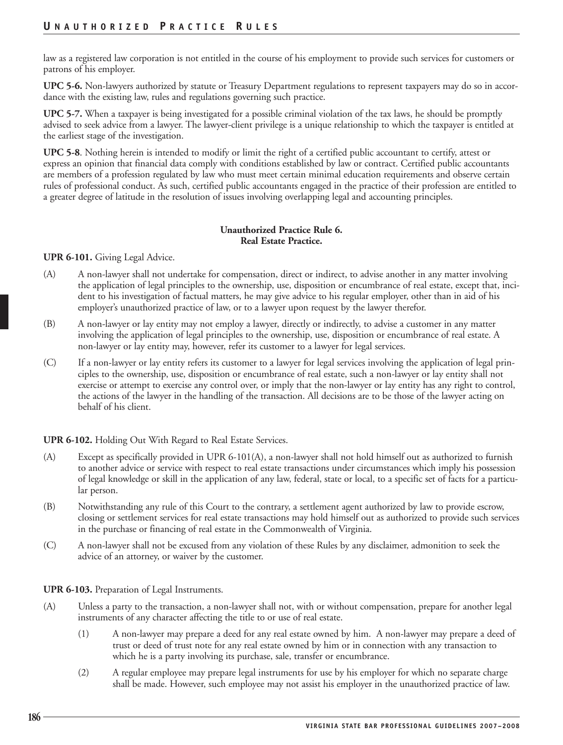law as a registered law corporation is not entitled in the course of his employment to provide such services for customers or patrons of his employer.

**UPC 5-6.** Non-lawyers authorized by statute or Treasury Department regulations to represent taxpayers may do so in accordance with the existing law, rules and regulations governing such practice.

**UPC 5-7.** When a taxpayer is being investigated for a possible criminal violation of the tax laws, he should be promptly advised to seek advice from a lawyer. The lawyer-client privilege is a unique relationship to which the taxpayer is entitled at the earliest stage of the investigation.

**UPC 5-8**. Nothing herein is intended to modify or limit the right of a certified public accountant to certify, attest or express an opinion that financial data comply with conditions established by law or contract. Certified public accountants are members of a profession regulated by law who must meet certain minimal education requirements and observe certain rules of professional conduct. As such, certified public accountants engaged in the practice of their profession are entitled to a greater degree of latitude in the resolution of issues involving overlapping legal and accounting principles.

## Unauthorized Practice Rule 6. Real Estate Practice.

**UPR 6-101.** Giving Legal Advice.

(A) A non-lawyer shall not undertake for compensation, direct or indirect, to advise another in any matter involving the application of legal principles to the ownership, use, disposition or encumbrance of real estate, except that, incident to his investigation of factual matters, he may give advice to his regular employer, other than in aid of his employer's unauthorized practice of law, or to a lawyer upon request by the lawyer therefor.

(B) A non-lawyer or lay entity may not employ a lawyer, directly or indirectly, to advise a customer in any matter involving the application of legal principles to the ownership, use, disposition or encumbrance of real estate. A non-lawyer or lay entity may, however, refer its customer to a lawyer for legal services.

(C) If a non-lawyer or lay entity refers its customer to a lawyer for legal services involving the application of legal principles to the ownership, use, disposition or encumbrance of real estate, such a non-lawyer or lay entity shall not exercise or attempt to exercise any control over, or imply that the non-lawyer or lay entity has any right to control, the actions of the lawyer in the handling of the transaction. All decisions are to be those of the lawyer acting on behalf of his client.

**UPR 6-102.** Holding Out With Regard to Real Estate Services.

(A) Except as specifically provided in UPR 6-101(A), a non-lawyer shall not hold himself out as authorized to furnish to another advice or service with respect to real estate transactions under circumstances which imply his possession of legal knowledge or skill in the application of any law, federal, state or local, to a specific set of facts for a particular person.

(B) Notwithstanding any rule of this Court to the contrary, a settlement agent authorized by law to provide escrow, closing or settlement services for real estate transactions may hold himself out as authorized to provide such services in the purchase or financing of real estate in the Commonwealth of Virginia.

(C) A non-lawyer shall not be excused from any violation of these Rules by any disclaimer, admonition to seek the advice of an attorney, or waiver by the customer.

**UPR 6-103.** Preparation of Legal Instruments.

(A) Unless a party to the transaction, a non-lawyer shall not, with or without compensation, prepare for another legal instruments of any character affecting the title to or use of real estate.

   (1) A non-lawyer may prepare a deed for any real estate owned by him. A non-lawyer may prepare a deed of trust or deed of trust note for any real estate owned by him or in connection with any transaction to which he is a party involving its purchase, sale, transfer or encumbrance.

   (2) A regular employee may prepare legal instruments for use by his employer for which no separate charge shall be made. However, such employee may not assist his employer in the unauthorized practice of law.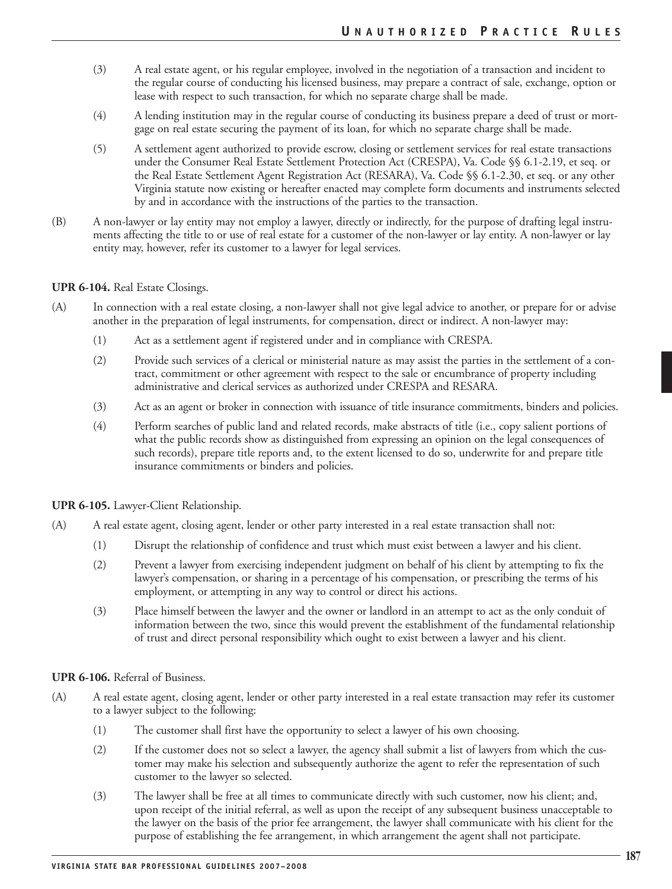(3) A real estate agent, or his regular employee, involved in the negotiation of a transaction and incident to the regular course of conducting his licensed business, may prepare a contract of sale, exchange, option or lease with respect to such transaction, for which no separate charge shall be made.

(4) A lending institution may in the regular course of conducting its business prepare a deed of trust or mortgage on real estate securing the payment of its loan, for which no separate charge shall be made.

(5) A settlement agent authorized to provide escrow, closing or settlement services for real estate transactions under the Consumer Real Estate Settlement Protection Act (CRESPA), Va. Code §§ 6.1-2.19, et seq. or the Real Estate Settlement Agent Registration Act (RESARA), Va. Code §§ 6.1-2.30, et seq. or any other Virginia statute now existing or hereafter enacted may complete form documents and instruments selected by and in accordance with the instructions of the parties to the transaction.

(B) A non-lawyer or lay entity may not employ a lawyer, directly or indirectly, for the purpose of drafting legal instruments affecting the title to or use of real estate for a customer of the non-lawyer or lay entity. A non-lawyer or lay entity may, however, refer its customer to a lawyer for legal services.

**UPR 6-104.** Real Estate Closings.

(A) In connection with a real estate closing, a non-lawyer shall not give legal advice to another, or prepare for or advise another in the preparation of legal instruments, for compensation, direct or indirect. A non-lawyer may:

(1) Act as a settlement agent if registered under and in compliance with CRESPA.

(2) Provide such services of a clerical or ministerial nature as may assist the parties in the settlement of a contract, commitment or other agreement with respect to the sale or encumbrance of property including administrative and clerical services as authorized under CRESPA and RESARA.

(3) Act as an agent or broker in connection with issuance of title insurance commitments, binders and policies.

(4) Perform searches of public land and related records, make abstracts of title (i.e., copy salient portions of what the public records show as distinguished from expressing an opinion on the legal consequences of such records), prepare title reports and, to the extent licensed to do so, underwrite for and prepare title insurance commitments or binders and policies.

**UPR 6-105.** Lawyer-Client Relationship.

(A) A real estate agent, closing agent, lender or other party interested in a real estate transaction shall not:

(1) Disrupt the relationship of confidence and trust which must exist between a lawyer and his client.

(2) Prevent a lawyer from exercising independent judgment on behalf of his client by attempting to fix the lawyer's compensation, or sharing in a percentage of his compensation, or prescribing the terms of his employment, or attempting in any way to control or direct his actions.

(3) Place himself between the lawyer and the owner or landlord in an attempt to act as the only conduit of information between the two, since this would prevent the establishment of the fundamental relationship of trust and direct personal responsibility which ought to exist between a lawyer and his client.

**UPR 6-106.** Referral of Business.

(A) A real estate agent, closing agent, lender or other party interested in a real estate transaction may refer its customer to a lawyer subject to the following:

(1) The customer shall first have the opportunity to select a lawyer of his own choosing.

(2) If the customer does not so select a lawyer, the agency shall submit a list of lawyers from which the customer may make his selection and subsequently authorize the agent to refer the representation of such customer to the lawyer so selected.

(3) The lawyer shall be free at all times to communicate directly with such customer, now his client; and, upon receipt of the initial referral, as well as upon the receipt of any subsequent business unacceptable to the lawyer on the basis of the prior fee arrangement, the lawyer shall communicate with his client for the purpose of establishing the fee arrangement, in which arrangement the agent shall not participate.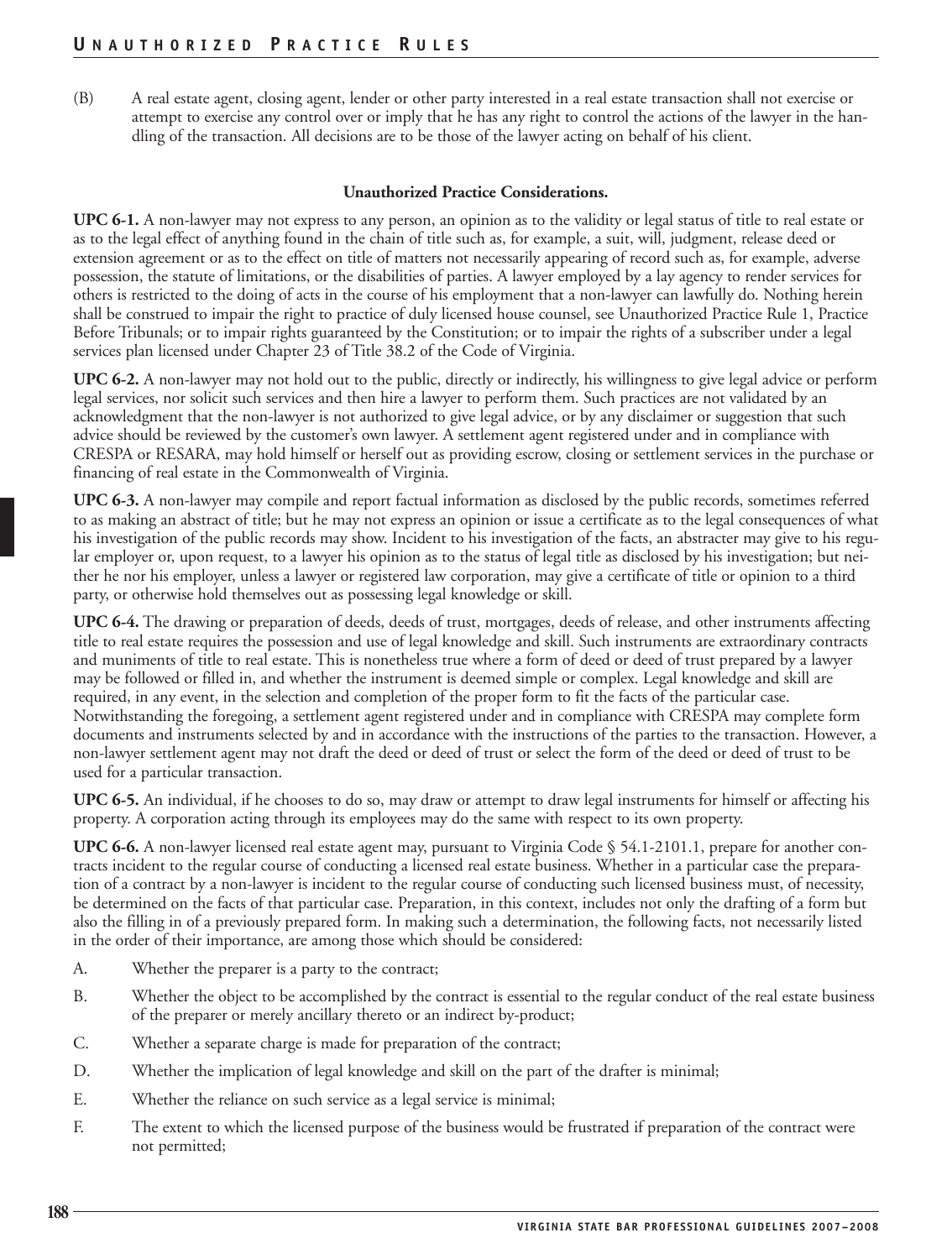(B) A real estate agent, closing agent, lender or other party interested in a real estate transaction shall not exercise or attempt to exercise any control over or imply that he has any right to control the actions of the lawyer in the handling of the transaction. All decisions are to be those of the lawyer acting on behalf of his client.

**Unauthorized Practice Considerations.**

**UPC 6-1.** A non-lawyer may not express to any person, an opinion as to the validity or legal status of title to real estate or as to the legal effect of anything found in the chain of title such as, for example, a suit, will, judgment, release deed or extension agreement or as to the effect on title of matters not necessarily appearing of record such as, for example, adverse possession, the statute of limitations, or the disabilities of parties. A lawyer employed by a lay agency to render services for others is restricted to the doing of acts in the course of his employment that a non-lawyer can lawfully do. Nothing herein shall be construed to impair the right to practice of duly licensed house counsel, see Unauthorized Practice Rule 1, Practice Before Tribunals; or to impair rights guaranteed by the Constitution; or to impair the rights of a subscriber under a legal services plan licensed under Chapter 23 of Title 38.2 of the Code of Virginia.

**UPC 6-2.** A non-lawyer may not hold out to the public, directly or indirectly, his willingness to give legal advice or perform legal services, nor solicit such services and then hire a lawyer to perform them. Such practices are not validated by an acknowledgment that the non-lawyer is not authorized to give legal advice, or by any disclaimer or suggestion that such advice should be reviewed by the customer's own lawyer. A settlement agent registered under and in compliance with CRESPA or RESARA, may hold himself or herself out as providing escrow, closing or settlement services in the purchase or financing of real estate in the Commonwealth of Virginia.

**UPC 6-3.** A non-lawyer may compile and report factual information as disclosed by the public records, sometimes referred to as making an abstract of title; but he may not express an opinion or issue a certificate as to the legal consequences of what his investigation of the public records may show. Incident to his investigation of the facts, an abstracter may give to his regular employer or, upon request, to a lawyer his opinion as to the status of legal title as disclosed by his investigation; but neither he nor his employer, unless a lawyer or registered law corporation, may give a certificate of title or opinion to a third party, or otherwise hold themselves out as possessing legal knowledge or skill.

**UPC 6-4.** The drawing or preparation of deeds, deeds of trust, mortgages, deeds of release, and other instruments affecting title to real estate requires the possession and use of legal knowledge and skill. Such instruments are extraordinary contracts and muniments of title to real estate. This is nonetheless true where a form of deed or deed of trust prepared by a lawyer may be followed or filled in, and whether the instrument is deemed simple or complex. Legal knowledge and skill are required, in any event, in the selection and completion of the proper form to fit the facts of the particular case. Notwithstanding the foregoing, a settlement agent registered under and in compliance with CRESPA may complete form documents and instruments selected by and in accordance with the instructions of the parties to the transaction. However, a non-lawyer settlement agent may not draft the deed or deed of trust or select the form of the deed or deed of trust to be used for a particular transaction.

**UPC 6-5.** An individual, if he chooses to do so, may draw or attempt to draw legal instruments for himself or affecting his property. A corporation acting through its employees may do the same with respect to its own property.

**UPC 6-6.** A non-lawyer licensed real estate agent may, pursuant to Virginia Code § 54.1-2101.1, prepare for another contracts incident to the regular course of conducting a licensed real estate business. Whether in a particular case the preparation of a contract by a non-lawyer is incident to the regular course of conducting such licensed business must, of necessity, be determined on the facts of that particular case. Preparation, in this context, includes not only the drafting of a form but also the filling in of a previously prepared form. In making such a determination, the following facts, not necessarily listed in the order of their importance, are among those which should be considered:

A. Whether the preparer is a party to the contract;

B. Whether the object to be accomplished by the contract is essential to the regular conduct of the real estate business of the preparer or merely ancillary thereto or an indirect by-product;

C. Whether a separate charge is made for preparation of the contract;

D. Whether the implication of legal knowledge and skill on the part of the drafter is minimal;

E. Whether the reliance on such service as a legal service is minimal;

F. The extent to which the licensed purpose of the business would be frustrated if preparation of the contract were not permitted;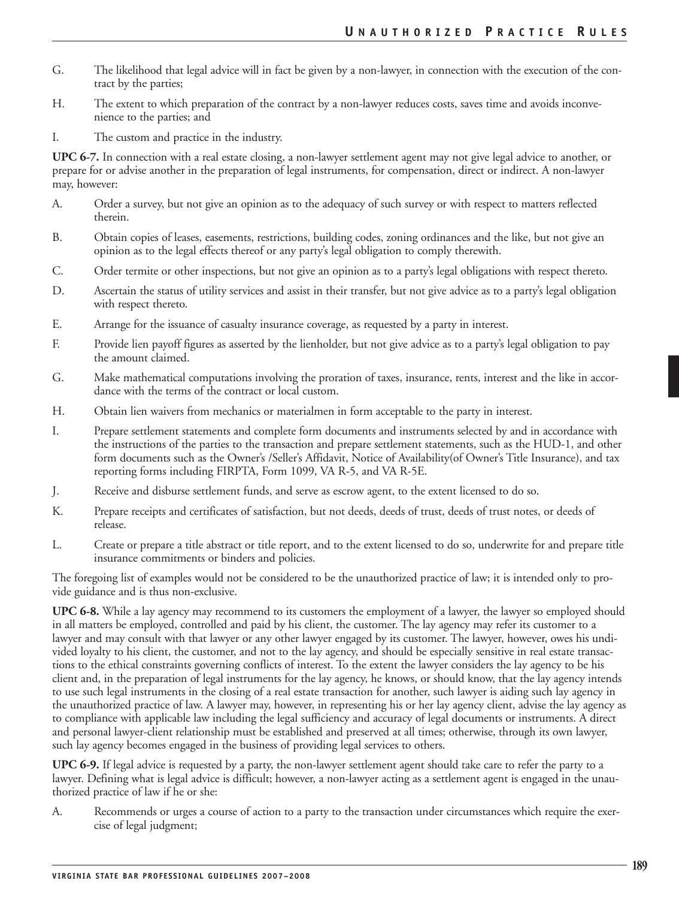G. The likelihood that legal advice will in fact be given by a non-lawyer, in connection with the execution of the contract by the parties;

H. The extent to which preparation of the contract by a non-lawyer reduces costs, saves time and avoids inconvenience to the parties; and

I. The custom and practice in the industry.

**UPC 6-7.** In connection with a real estate closing, a non-lawyer settlement agent may not give legal advice to another, or prepare for or advise another in the preparation of legal instruments, for compensation, direct or indirect. A non-lawyer may, however:

A. Order a survey, but not give an opinion as to the adequacy of such survey or with respect to matters reflected therein.

B. Obtain copies of leases, easements, restrictions, building codes, zoning ordinances and the like, but not give an opinion as to the legal effects thereof or any party's legal obligation to comply therewith.

C. Order termite or other inspections, but not give an opinion as to a party's legal obligations with respect thereto.

D. Ascertain the status of utility services and assist in their transfer, but not give advice as to a party's legal obligation with respect thereto.

E. Arrange for the issuance of casualty insurance coverage, as requested by a party in interest.

F. Provide lien payoff figures as asserted by the lienholder, but not give advice as to a party's legal obligation to pay the amount claimed.

G. Make mathematical computations involving the proration of taxes, insurance, rents, interest and the like in accordance with the terms of the contract or local custom.

H. Obtain lien waivers from mechanics or materialmen in form acceptable to the party in interest.

I. Prepare settlement statements and complete form documents and instruments selected by and in accordance with the instructions of the parties to the transaction and prepare settlement statements, such as the HUD-1, and other form documents such as the Owner's /Seller's Affidavit, Notice of Availability(of Owner's Title Insurance), and tax reporting forms including FIRPTA, Form 1099, VA R-5, and VA R-5E.

J. Receive and disburse settlement funds, and serve as escrow agent, to the extent licensed to do so.

K. Prepare receipts and certificates of satisfaction, but not deeds, deeds of trust, deeds of trust notes, or deeds of release.

L. Create or prepare a title abstract or title report, and to the extent licensed to do so, underwrite for and prepare title insurance commitments or binders and policies.

The foregoing list of examples would not be considered to be the unauthorized practice of law; it is intended only to provide guidance and is thus non-exclusive.

**UPC 6-8.** While a lay agency may recommend to its customers the employment of a lawyer, the lawyer so employed should in all matters be employed, controlled and paid by his client, the customer. The lay agency may refer its customer to a lawyer and may consult with that lawyer or any other lawyer engaged by its customer. The lawyer, however, owes his undivided loyalty to his client, the customer, and not to the lay agency, and should be especially sensitive in real estate transactions to the ethical constraints governing conflicts of interest. To the extent the lawyer considers the lay agency to be his client and, in the preparation of legal instruments for the lay agency, he knows, or should know, that the lay agency intends to use such legal instruments in the closing of a real estate transaction for another, such lawyer is aiding such lay agency in the unauthorized practice of law. A lawyer may, however, in representing his or her lay agency client, advise the lay agency as to compliance with applicable law including the legal sufficiency and accuracy of legal documents or instruments. A direct and personal lawyer-client relationship must be established and preserved at all times; otherwise, through its own lawyer, such lay agency becomes engaged in the business of providing legal services to others.

**UPC 6-9.** If legal advice is requested by a party, the non-lawyer settlement agent should take care to refer the party to a lawyer. Defining what is legal advice is difficult; however, a non-lawyer acting as a settlement agent is engaged in the unauthorized practice of law if he or she:

A. Recommends or urges a course of action to a party to the transaction under circumstances which require the exercise of legal judgment;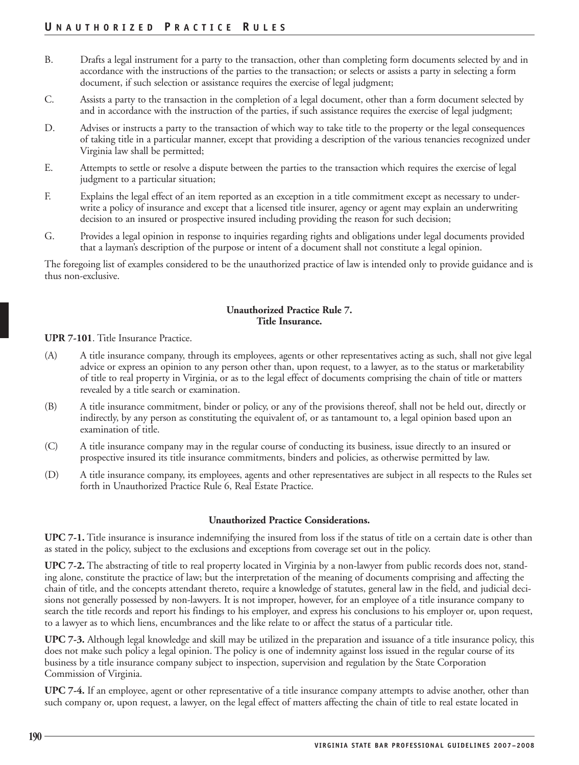B. Drafts a legal instrument for a party to the transaction, other than completing form documents selected by and in accordance with the instructions of the parties to the transaction; or selects or assists a party in selecting a form document, if such selection or assistance requires the exercise of legal judgment;

C. Assists a party to the transaction in the completion of a legal document, other than a form document selected by and in accordance with the instruction of the parties, if such assistance requires the exercise of legal judgment;

D. Advises or instructs a party to the transaction of which way to take title to the property or the legal consequences of taking title in a particular manner, except that providing a description of the various tenancies recognized under Virginia law shall be permitted;

E. Attempts to settle or resolve a dispute between the parties to the transaction which requires the exercise of legal judgment to a particular situation;

F. Explains the legal effect of an item reported as an exception in a title commitment except as necessary to underwrite a policy of insurance and except that a licensed title insurer, agency or agent may explain an underwriting decision to an insured or prospective insured including providing the reason for such decision;

G. Provides a legal opinion in response to inquiries regarding rights and obligations under legal documents provided that a layman's description of the purpose or intent of a document shall not constitute a legal opinion.

The foregoing list of examples considered to be the unauthorized practice of law is intended only to provide guidance and is thus non-exclusive.

## Unauthorized Practice Rule 7. Title Insurance.

**UPR 7-101**. Title Insurance Practice.

(A) A title insurance company, through its employees, agents or other representatives acting as such, shall not give legal advice or express an opinion to any person other than, upon request, to a lawyer, as to the status or marketability of title to real property in Virginia, or as to the legal effect of documents comprising the chain of title or matters revealed by a title search or examination.

(B) A title insurance commitment, binder or policy, or any of the provisions thereof, shall not be held out, directly or indirectly, by any person as constituting the equivalent of, or as tantamount to, a legal opinion based upon an examination of title.

(C) A title insurance company may in the regular course of conducting its business, issue directly to an insured or prospective insured its title insurance commitments, binders and policies, as otherwise permitted by law.

(D) A title insurance company, its employees, agents and other representatives are subject in all respects to the Rules set forth in Unauthorized Practice Rule 6, Real Estate Practice.

### Unauthorized Practice Considerations.

**UPC 7-1.** Title insurance is insurance indemnifying the insured from loss if the status of title on a certain date is other than as stated in the policy, subject to the exclusions and exceptions from coverage set out in the policy.

**UPC 7-2.** The abstracting of title to real property located in Virginia by a non-lawyer from public records does not, standing alone, constitute the practice of law; but the interpretation of the meaning of documents comprising and affecting the chain of title, and the concepts attendant thereto, require a knowledge of statutes, general law in the field, and judicial decisions not generally possessed by non-lawyers. It is not improper, however, for an employee of a title insurance company to search the title records and report his findings to his employer, and express his conclusions to his employer or, upon request, to a lawyer as to which liens, encumbrances and the like relate to or affect the status of a particular title.

**UPC 7-3.** Although legal knowledge and skill may be utilized in the preparation and issuance of a title insurance policy, this does not make such policy a legal opinion. The policy is one of indemnity against loss issued in the regular course of its business by a title insurance company subject to inspection, supervision and regulation by the State Corporation Commission of Virginia.

**UPC 7-4.** If an employee, agent or other representative of a title insurance company attempts to advise another, other than such company or, upon request, a lawyer, on the legal effect of matters affecting the chain of title to real estate located in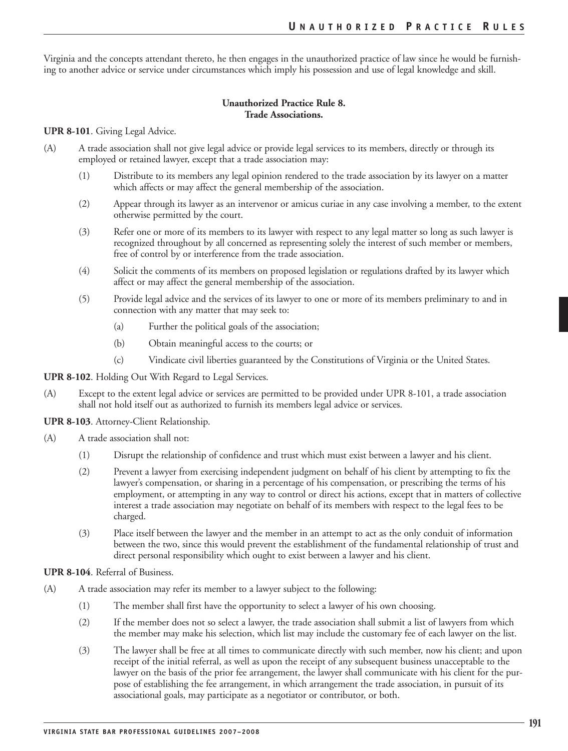Virginia and the concepts attendant thereto, he then engages in the unauthorized practice of law since he would be furnishing to another advice or service under circumstances which imply his possession and use of legal knowledge and skill.

### Unauthorized Practice Rule 8. Trade Associations.

**UPR 8-101**. Giving Legal Advice.

(A) A trade association shall not give legal advice or provide legal services to its members, directly or through its employed or retained lawyer, except that a trade association may:

(1) Distribute to its members any legal opinion rendered to the trade association by its lawyer on a matter which affects or may affect the general membership of the association.

(2) Appear through its lawyer as an intervenor or amicus curiae in any case involving a member, to the extent otherwise permitted by the court.

(3) Refer one or more of its members to its lawyer with respect to any legal matter so long as such lawyer is recognized throughout by all concerned as representing solely the interest of such member or members, free of control by or interference from the trade association.

(4) Solicit the comments of its members on proposed legislation or regulations drafted by its lawyer which affect or may affect the general membership of the association.

(5) Provide legal advice and the services of its lawyer to one or more of its members preliminary to and in connection with any matter that may seek to:

(a) Further the political goals of the association;

(b) Obtain meaningful access to the courts; or

(c) Vindicate civil liberties guaranteed by the Constitutions of Virginia or the United States.

**UPR 8-102**. Holding Out With Regard to Legal Services.

(A) Except to the extent legal advice or services are permitted to be provided under UPR 8-101, a trade association shall not hold itself out as authorized to furnish its members legal advice or services.

**UPR 8-103**. Attorney-Client Relationship.

(A) A trade association shall not:

(1) Disrupt the relationship of confidence and trust which must exist between a lawyer and his client.

(2) Prevent a lawyer from exercising independent judgment on behalf of his client by attempting to fix the lawyer's compensation, or sharing in a percentage of his compensation, or prescribing the terms of his employment, or attempting in any way to control or direct his actions, except that in matters of collective interest a trade association may negotiate on behalf of its members with respect to the legal fees to be charged.

(3) Place itself between the lawyer and the member in an attempt to act as the only conduit of information between the two, since this would prevent the establishment of the fundamental relationship of trust and direct personal responsibility which ought to exist between a lawyer and his client.

**UPR 8-104**. Referral of Business.

(A) A trade association may refer its member to a lawyer subject to the following:

(1) The member shall first have the opportunity to select a lawyer of his own choosing.

(2) If the member does not so select a lawyer, the trade association shall submit a list of lawyers from which the member may make his selection, which list may include the customary fee of each lawyer on the list.

(3) The lawyer shall be free at all times to communicate directly with such member, now his client; and upon receipt of the initial referral, as well as upon the receipt of any subsequent business unacceptable to the lawyer on the basis of the prior fee arrangement, the lawyer shall communicate with his client for the purpose of establishing the fee arrangement, in which arrangement the trade association, in pursuit of its associational goals, may participate as a negotiator or contributor, or both.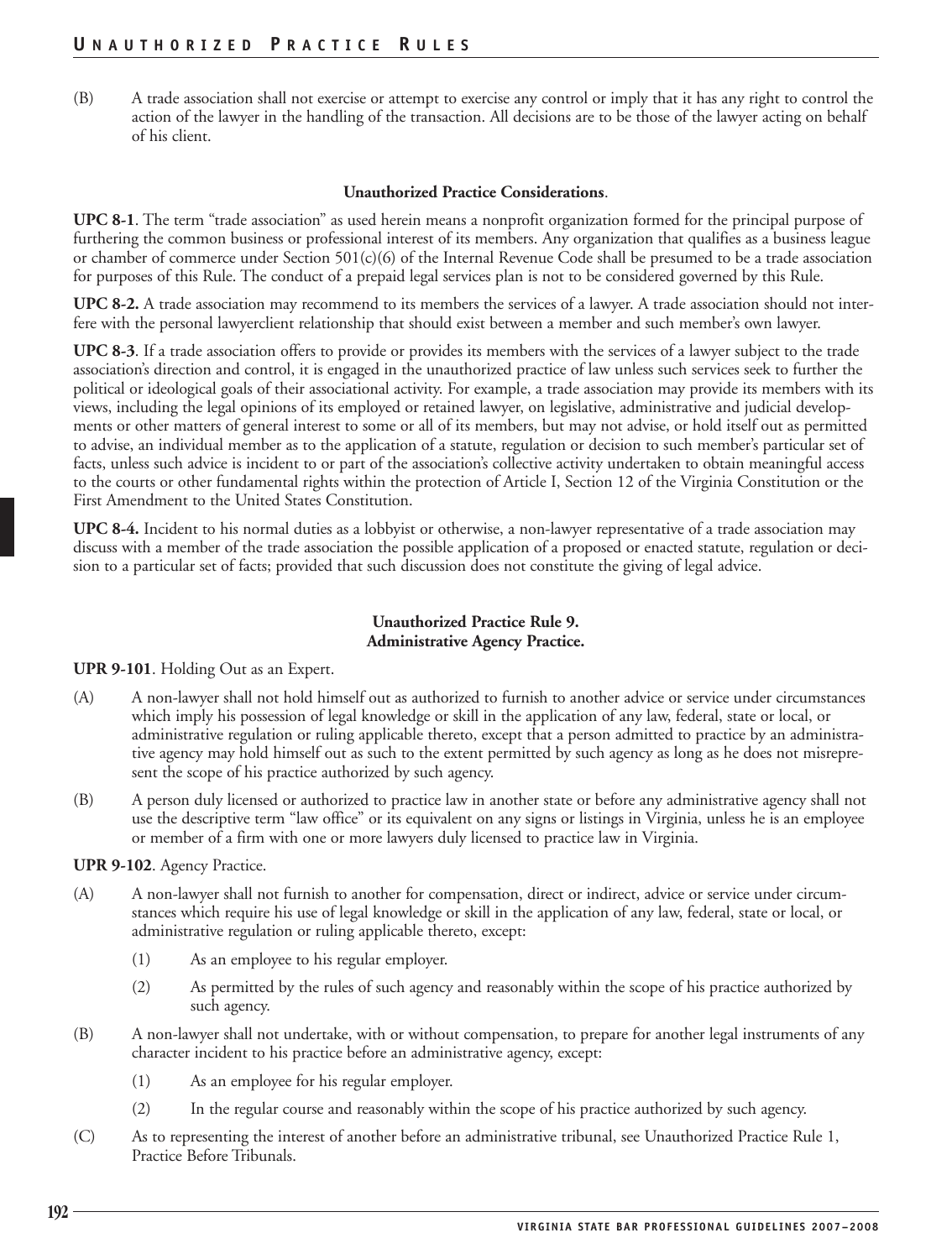(B) A trade association shall not exercise or attempt to exercise any control or imply that it has any right to control the action of the lawyer in the handling of the transaction. All decisions are to be those of the lawyer acting on behalf of his client.

**Unauthorized Practice Considerations**.

**UPC 8-1**. The term "trade association" as used herein means a nonprofit organization formed for the principal purpose of furthering the common business or professional interest of its members. Any organization that qualifies as a business league or chamber of commerce under Section 501(c)(6) of the Internal Revenue Code shall be presumed to be a trade association for purposes of this Rule. The conduct of a prepaid legal services plan is not to be considered governed by this Rule.

**UPC 8-2.** A trade association may recommend to its members the services of a lawyer. A trade association should not interfere with the personal lawyerclient relationship that should exist between a member and such member's own lawyer.

**UPC 8-3**. If a trade association offers to provide or provides its members with the services of a lawyer subject to the trade association's direction and control, it is engaged in the unauthorized practice of law unless such services seek to further the political or ideological goals of their associational activity. For example, a trade association may provide its members with its views, including the legal opinions of its employed or retained lawyer, on legislative, administrative and judicial developments or other matters of general interest to some or all of its members, but may not advise, or hold itself out as permitted to advise, an individual member as to the application of a statute, regulation or decision to such member's particular set of facts, unless such advice is incident to or part of the association's collective activity undertaken to obtain meaningful access to the courts or other fundamental rights within the protection of Article I, Section 12 of the Virginia Constitution or the First Amendment to the United States Constitution.

**UPC 8-4.** Incident to his normal duties as a lobbyist or otherwise, a non-lawyer representative of a trade association may discuss with a member of the trade association the possible application of a proposed or enacted statute, regulation or decision to a particular set of facts; provided that such discussion does not constitute the giving of legal advice.

### Unauthorized Practice Rule 9. Administrative Agency Practice.

**UPR 9-101**. Holding Out as an Expert.

(A) A non-lawyer shall not hold himself out as authorized to furnish to another advice or service under circumstances which imply his possession of legal knowledge or skill in the application of any law, federal, state or local, or administrative regulation or ruling applicable thereto, except that a person admitted to practice by an administrative agency may hold himself out as such to the extent permitted by such agency as long as he does not misrepresent the scope of his practice authorized by such agency.

(B) A person duly licensed or authorized to practice law in another state or before any administrative agency shall not use the descriptive term "law office" or its equivalent on any signs or listings in Virginia, unless he is an employee or member of a firm with one or more lawyers duly licensed to practice law in Virginia.

**UPR 9-102**. Agency Practice.

(A) A non-lawyer shall not furnish to another for compensation, direct or indirect, advice or service under circumstances which require his use of legal knowledge or skill in the application of any law, federal, state or local, or administrative regulation or ruling applicable thereto, except:

  (1) As an employee to his regular employer.

  (2) As permitted by the rules of such agency and reasonably within the scope of his practice authorized by such agency.

(B) A non-lawyer shall not undertake, with or without compensation, to prepare for another legal instruments of any character incident to his practice before an administrative agency, except:

  (1) As an employee for his regular employer.

  (2) In the regular course and reasonably within the scope of his practice authorized by such agency.

(C) As to representing the interest of another before an administrative tribunal, see Unauthorized Practice Rule 1, Practice Before Tribunals.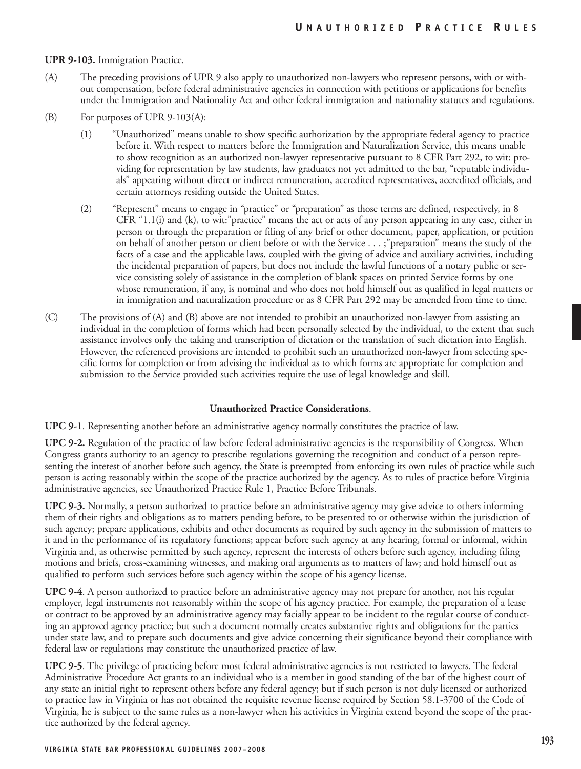**UPR 9-103.** Immigration Practice.

(A) The preceding provisions of UPR 9 also apply to unauthorized non-lawyers who represent persons, with or without compensation, before federal administrative agencies in connection with petitions or applications for benefits under the Immigration and Nationality Act and other federal immigration and nationality statutes and regulations.

(B) For purposes of UPR 9-103(A):

(1) "Unauthorized" means unable to show specific authorization by the appropriate federal agency to practice before it. With respect to matters before the Immigration and Naturalization Service, this means unable to show recognition as an authorized non-lawyer representative pursuant to 8 CFR Part 292, to wit: providing for representation by law students, law graduates not yet admitted to the bar, "reputable individuals" appearing without direct or indirect remuneration, accredited representatives, accredited officials, and certain attorneys residing outside the United States.

(2) "Represent" means to engage in "practice" or "preparation" as those terms are defined, respectively, in 8 CFR ''1.1(i) and (k), to wit:"practice" means the act or acts of any person appearing in any case, either in person or through the preparation or filing of any brief or other document, paper, application, or petition on behalf of another person or client before or with the Service . . . ;"preparation" means the study of the facts of a case and the applicable laws, coupled with the giving of advice and auxiliary activities, including the incidental preparation of papers, but does not include the lawful functions of a notary public or service consisting solely of assistance in the completion of blank spaces on printed Service forms by one whose remuneration, if any, is nominal and who does not hold himself out as qualified in legal matters or in immigration and naturalization procedure or as 8 CFR Part 292 may be amended from time to time.

(C) The provisions of (A) and (B) above are not intended to prohibit an unauthorized non-lawyer from assisting an individual in the completion of forms which had been personally selected by the individual, to the extent that such assistance involves only the taking and transcription of dictation or the translation of such dictation into English. However, the referenced provisions are intended to prohibit such an unauthorized non-lawyer from selecting specific forms for completion or from advising the individual as to which forms are appropriate for completion and submission to the Service provided such activities require the use of legal knowledge and skill.

**Unauthorized Practice Considerations**.

**UPC 9-1**. Representing another before an administrative agency normally constitutes the practice of law.

**UPC 9-2.** Regulation of the practice of law before federal administrative agencies is the responsibility of Congress. When Congress grants authority to an agency to prescribe regulations governing the recognition and conduct of a person representing the interest of another before such agency, the State is preempted from enforcing its own rules of practice while such person is acting reasonably within the scope of the practice authorized by the agency. As to rules of practice before Virginia administrative agencies, see Unauthorized Practice Rule 1, Practice Before Tribunals.

**UPC 9-3.** Normally, a person authorized to practice before an administrative agency may give advice to others informing them of their rights and obligations as to matters pending before, to be presented to or otherwise within the jurisdiction of such agency; prepare applications, exhibits and other documents as required by such agency in the submission of matters to it and in the performance of its regulatory functions; appear before such agency at any hearing, formal or informal, within Virginia and, as otherwise permitted by such agency, represent the interests of others before such agency, including filing motions and briefs, cross-examining witnesses, and making oral arguments as to matters of law; and hold himself out as qualified to perform such services before such agency within the scope of his agency license.

**UPC 9-4**. A person authorized to practice before an administrative agency may not prepare for another, not his regular employer, legal instruments not reasonably within the scope of his agency practice. For example, the preparation of a lease or contract to be approved by an administrative agency may facially appear to be incident to the regular course of conducting an approved agency practice; but such a document normally creates substantive rights and obligations for the parties under state law, and to prepare such documents and give advice concerning their significance beyond their compliance with federal law or regulations may constitute the unauthorized practice of law.

**UPC 9-5**. The privilege of practicing before most federal administrative agencies is not restricted to lawyers. The federal Administrative Procedure Act grants to an individual who is a member in good standing of the bar of the highest court of any state an initial right to represent others before any federal agency; but if such person is not duly licensed or authorized to practice law in Virginia or has not obtained the requisite revenue license required by Section 58.1-3700 of the Code of Virginia, he is subject to the same rules as a non-lawyer when his activities in Virginia extend beyond the scope of the practice authorized by the federal agency.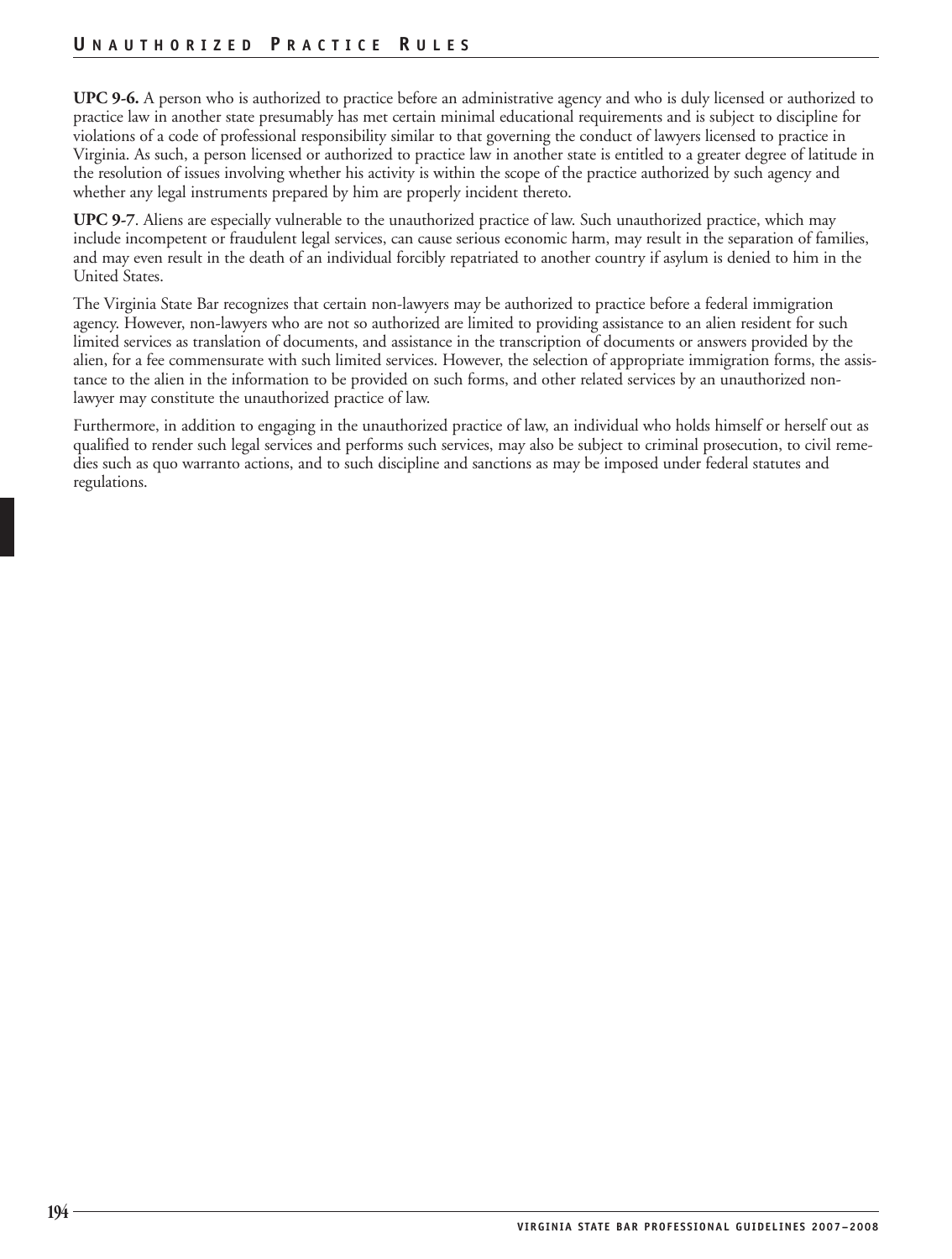**UPC 9-6.** A person who is authorized to practice before an administrative agency and who is duly licensed or authorized to practice law in another state presumably has met certain minimal educational requirements and is subject to discipline for violations of a code of professional responsibility similar to that governing the conduct of lawyers licensed to practice in Virginia. As such, a person licensed or authorized to practice law in another state is entitled to a greater degree of latitude in the resolution of issues involving whether his activity is within the scope of the practice authorized by such agency and whether any legal instruments prepared by him are properly incident thereto.

**UPC 9-7**. Aliens are especially vulnerable to the unauthorized practice of law. Such unauthorized practice, which may include incompetent or fraudulent legal services, can cause serious economic harm, may result in the separation of families, and may even result in the death of an individual forcibly repatriated to another country if asylum is denied to him in the United States.

The Virginia State Bar recognizes that certain non-lawyers may be authorized to practice before a federal immigration agency. However, non-lawyers who are not so authorized are limited to providing assistance to an alien resident for such limited services as translation of documents, and assistance in the transcription of documents or answers provided by the alien, for a fee commensurate with such limited services. However, the selection of appropriate immigration forms, the assistance to the alien in the information to be provided on such forms, and other related services by an unauthorized non-lawyer may constitute the unauthorized practice of law.

Furthermore, in addition to engaging in the unauthorized practice of law, an individual who holds himself or herself out as qualified to render such legal services and performs such services, may also be subject to criminal prosecution, to civil remedies such as quo warranto actions, and to such discipline and sanctions as may be imposed under federal statutes and regulations.